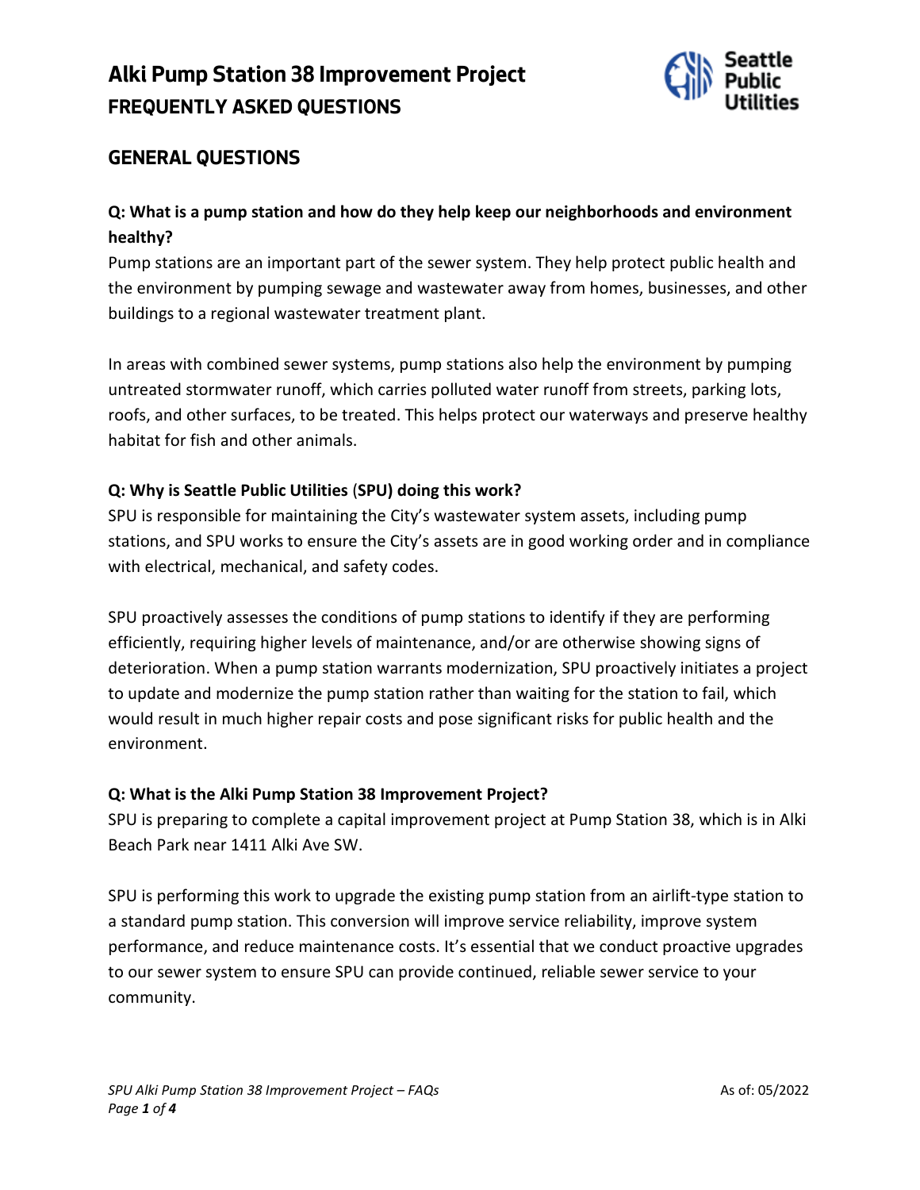# Alki Pump Station 38 Improvement Project

## FREQUENTLY ASKED QUESTIONS

## GENERAL QUESTIONS

**Q: What is a pump station and how do they help keep our neighborhoods and environment healthy?**

Pump stations are an important part of the sewer system. They help protect public health and the environment by pumping sewage and wastewater away from homes, businesses, and other buildings to a regional wastewater treatment plant.

In areas with combined sewer systems, pump stations also help the environment by pumping untreated stormwater runoff, which carries polluted water runoff from streets, parking lots, roofs, and other surfaces, to be treated. This helps protect our waterways and preserve healthy habitat for fish and other animals.

**Q: Why is Seattle Public Utilities (SPU) doing this work?**

SPU is responsible for maintaining the City's wastewater system assets, including pump stations, and SPU works to ensure the City's assets are in good working order and in compliance with electrical, mechanical, and safety codes.

SPU proactively assesses the conditions of pump stations to identify if they are performing efficiently, requiring higher levels of maintenance, and/or are otherwise showing signs of deterioration. When a pump station warrants modernization, SPU proactively initiates a project to update and modernize the pump station rather than waiting for the station to fail, which would result in much higher repair costs and pose significant risks for public health and the environment.

**Q: What is the Alki Pump Station 38 Improvement Project?**

SPU is preparing to complete a capital improvement project at Pump Station 38, which is in Alki Beach Park near 1411 Alki Ave SW.

SPU is performing this work to upgrade the existing pump station from an airlift-type station to a standard pump station. This conversion will improve service reliability, improve system performance, and reduce maintenance costs. It's essential that we conduct proactive upgrades to our sewer system to ensure SPU can provide continued, reliable sewer service to your community.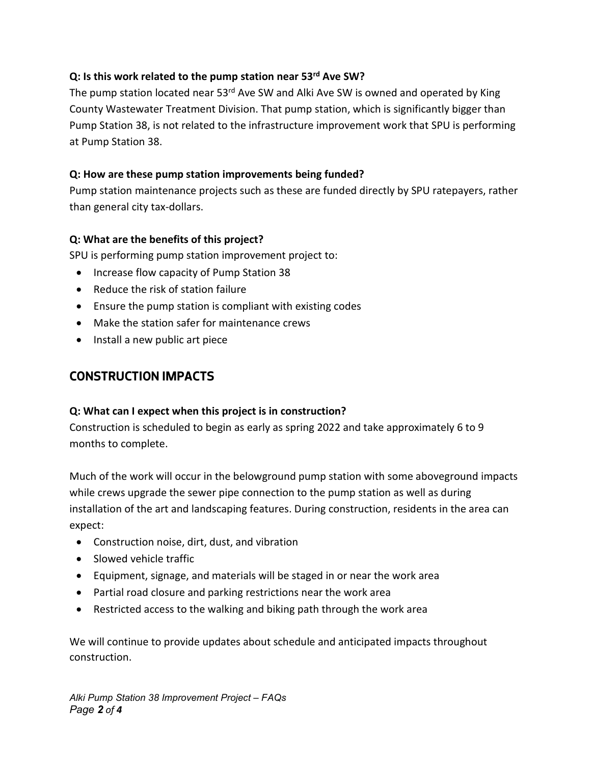**Q: Is this work related to the pump station near 53rd Ave SW?**

The pump station located near 53rd Ave SW and Alki Ave SW is owned and operated by King County Wastewater Treatment Division. That pump station, which is significantly bigger than Pump Station 38, is not related to the infrastructure improvement work that SPU is performing at Pump Station 38.

**Q: How are these pump station improvements being funded?**

Pump station maintenance projects such as these are funded directly by SPU ratepayers, rather than general city tax-dollars.

**Q: What are the benefits of this project?**

SPU is performing pump station improvement project to:

- Increase flow capacity of Pump Station 38
- Reduce the risk of station failure
- Ensure the pump station is compliant with existing codes
- Make the station safer for maintenance crews
- Install a new public art piece

## CONSTRUCTION IMPACTS

**Q: What can I expect when this project is in construction?**

Construction is scheduled to begin as early as spring 2022 and take approximately 6 to 9 months to complete.

Much of the work will occur in the belowground pump station with some aboveground impacts while crews upgrade the sewer pipe connection to the pump station as well as during installation of the art and landscaping features. During construction, residents in the area can expect:

- Construction noise, dirt, dust, and vibration
- Slowed vehicle traffic
- Equipment, signage, and materials will be staged in or near the work area
- Partial road closure and parking restrictions near the work area
- Restricted access to the walking and biking path through the work area

We will continue to provide updates about schedule and anticipated impacts throughout construction.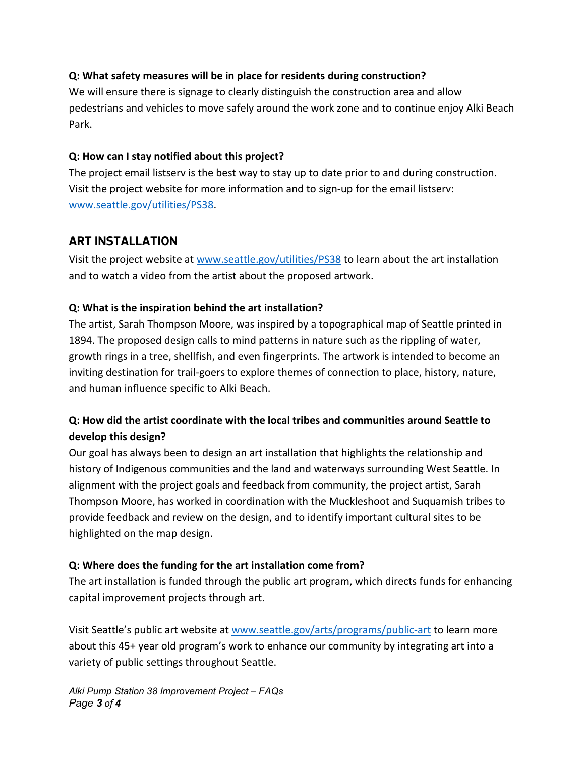**Q: What safety measures will be in place for residents during construction?**

We will ensure there is signage to clearly distinguish the construction area and allow pedestrians and vehicles to move safely around the work zone and to continue enjoy Alki Beach Park.

**Q: How can I stay notified about this project?**

The project email listserv is the best way to stay up to date prior to and during construction. Visit the project website for more information and to sign-up for the email listserv: [www.seattle.gov/utilities/PS38](www.seattle.gov/utilities/PS38).

## ART INSTALLATION

Visit the project website at [www.seattle.gov/utilities/PS38](www.seattle.gov/utilities/PS38) to learn about the art installation and to watch a video from the artist about the proposed artwork.

**Q: What is the inspiration behind the art installation?**

The artist, Sarah Thompson Moore, was inspired by a topographical map of Seattle printed in 1894. The proposed design calls to mind patterns in nature such as the rippling of water, growth rings in a tree, shellfish, and even fingerprints. The artwork is intended to become an inviting destination for trail-goers to explore themes of connection to place, history, nature, and human influence specific to Alki Beach.

**Q: How did the artist coordinate with the local tribes and communities around Seattle to develop this design?**

Our goal has always been to design an art installation that highlights the relationship and history of Indigenous communities and the land and waterways surrounding West Seattle. In alignment with the project goals and feedback from community, the project artist, Sarah Thompson Moore, has worked in coordination with the Muckleshoot and Suquamish tribes to provide feedback and review on the design, and to identify important cultural sites to be highlighted on the map design.

**Q: Where does the funding for the art installation come from?**

The art installation is funded through the public art program, which directs funds for enhancing capital improvement projects through art.

Visit Seattle's public art website at [www.seattle.gov/arts/programs/public-art](www.seattle.gov/arts/programs/public-art) to learn more about this 45+ year old program's work to enhance our community by integrating art into a variety of public settings throughout Seattle.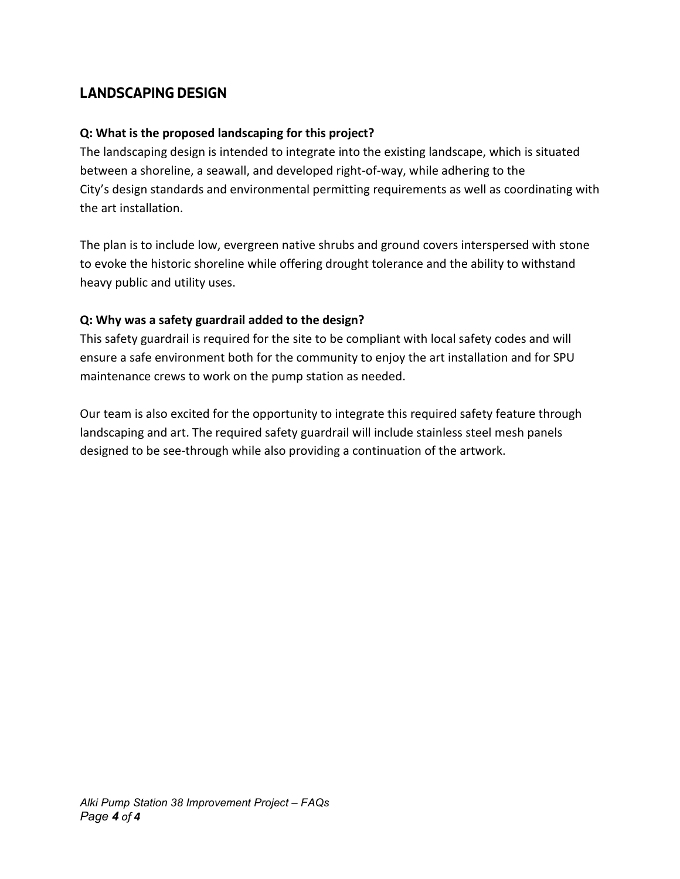## LANDSCAPING DESIGN

**Q: What is the proposed landscaping for this project?**

The landscaping design is intended to integrate into the existing landscape, which is situated between a shoreline, a seawall, and developed right-of-way, while adhering to the City's design standards and environmental permitting requirements as well as coordinating with the art installation.

The plan is to include low, evergreen native shrubs and ground covers interspersed with stone to evoke the historic shoreline while offering drought tolerance and the ability to withstand heavy public and utility uses.

**Q: Why was a safety guardrail added to the design?**

This safety guardrail is required for the site to be compliant with local safety codes and will ensure a safe environment both for the community to enjoy the art installation and for SPU maintenance crews to work on the pump station as needed.

Our team is also excited for the opportunity to integrate this required safety feature through landscaping and art. The required safety guardrail will include stainless steel mesh panels designed to be see-through while also providing a continuation of the artwork.